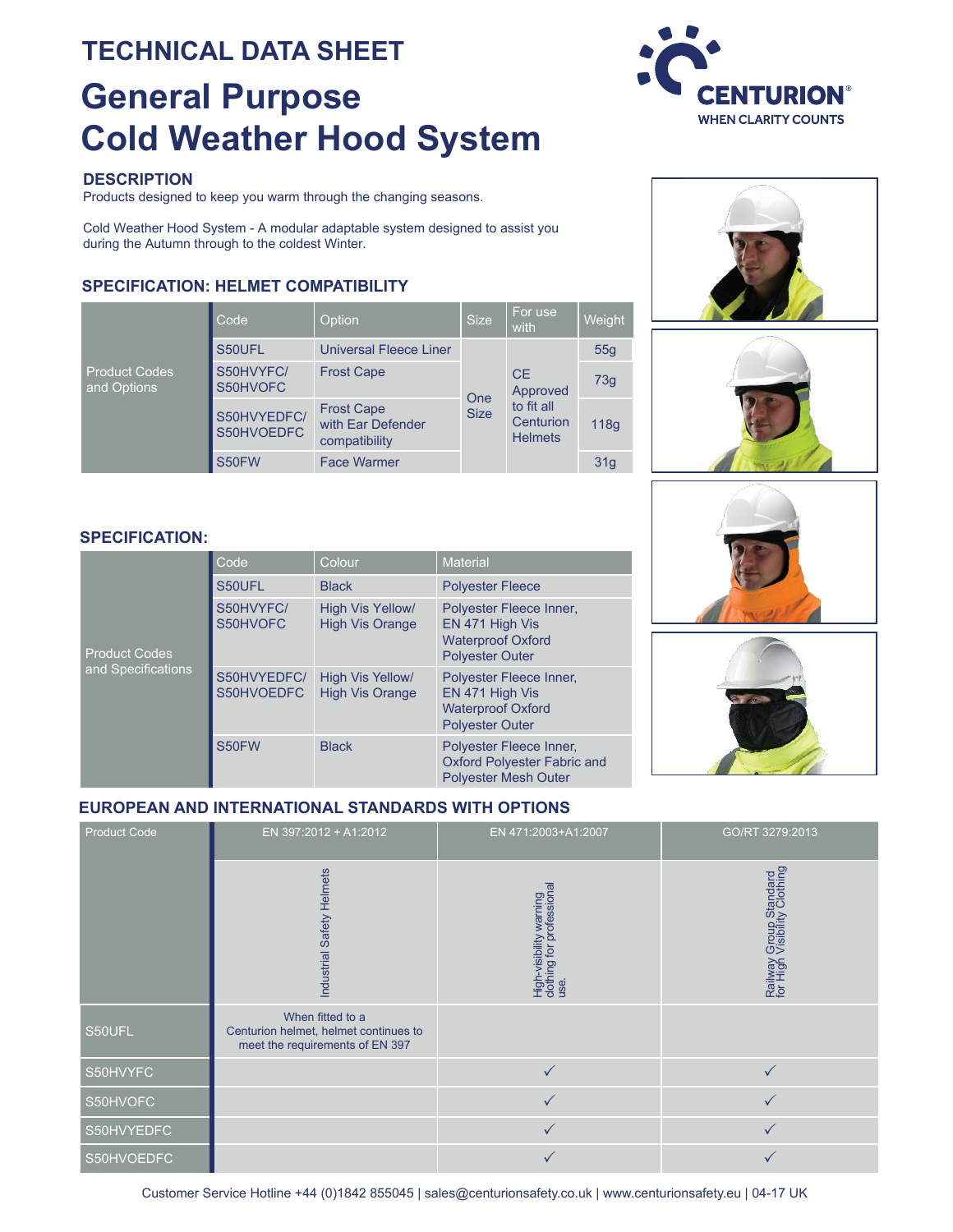# TECHNICAL DATA SHEET

# General Purpose Cold Weather Hood System

CENTURION®
WHEN CLARITY COUNTS

## DESCRIPTION

Products designed to keep you warm through the changing seasons.

Cold Weather Hood System - A modular adaptable system designed to assist you during the Autumn through to the coldest Winter.

## SPECIFICATION: HELMET COMPATIBILITY

| | Code | Option | Size | For use with | Weight |
|---|---|---|---|---|---|
| Product Codes and Options | S50UFL | Universal Fleece Liner | One Size | CE Approved to fit all Centurion Helmets | 55g |
| | S50HVYFC/ S50HVOFC | Frost Cape | | | 73g |
| | S50HVYEDFC/ S50HVOEDFC | Frost Cape with Ear Defender compatibility | | | 118g |
| | S50FW | Face Warmer | | | 31g |

## SPECIFICATION:

| | Code | Colour | Material |
|---|---|---|---|
| Product Codes and Specifications | S50UFL | Black | Polyester Fleece |
| | S50HVYFC/ S50HVOFC | High Vis Yellow/ High Vis Orange | Polyester Fleece Inner, EN 471 High Vis Waterproof Oxford Polyester Outer |
| | S50HVYEDFC/ S50HVOEDFC | High Vis Yellow/ High Vis Orange | Polyester Fleece Inner, EN 471 High Vis Waterproof Oxford Polyester Outer |
| | S50FW | Black | Polyester Fleece Inner, Oxford Polyester Fabric and Polyester Mesh Outer |

## EUROPEAN AND INTERNATIONAL STANDARDS WITH OPTIONS

| Product Code | EN 397:2012 + A1:2012 | EN 471:2003+A1:2007 | GO/RT 3279:2013 |
|---|---|---|---|
| | Industrial Safety Helmets | High-visibility warning clothing for professional use. | Railway Group Standard for High Visibility Clothing |
| S50UFL | When fitted to a Centurion helmet, helmet continues to meet the requirements of EN 397 | | |
| S50HVYFC | | ✓ | ✓ |
| S50HVOFC | | ✓ | ✓ |
| S50HVYEDFC | | ✓ | ✓ |
| S50HVOEDFC | | ✓ | ✓ |

Customer Service Hotline +44 (0)1842 855045 | sales@centurionsafety.co.uk | www.centurionsafety.eu | 04-17 UK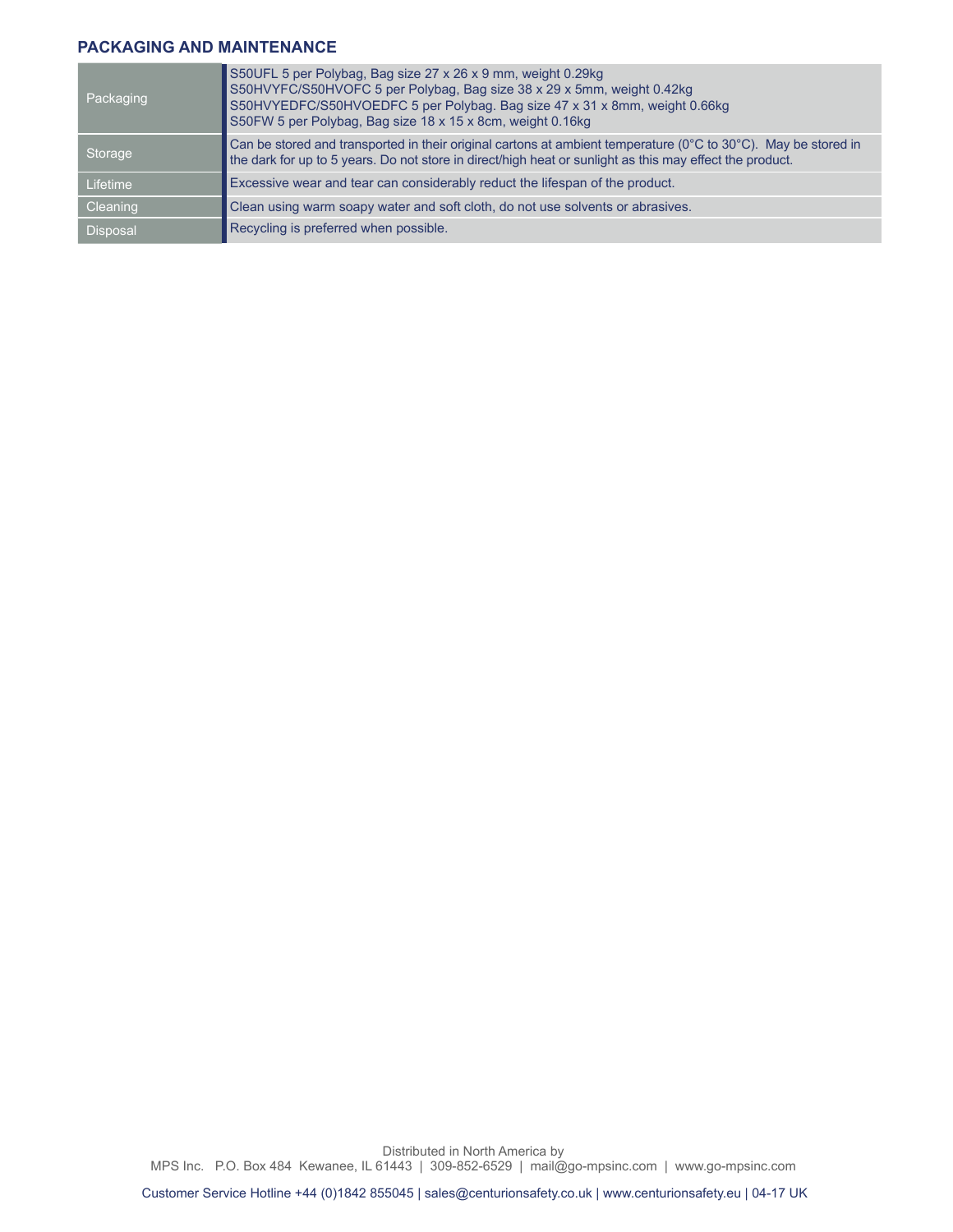## PACKAGING AND MAINTENANCE

| | |
|---|---|
| Packaging | S50UFL 5 per Polybag, Bag size 27 x 26 x 9 mm, weight 0.29kg<br>S50HVYFC/S50HVOFC 5 per Polybag, Bag size 38 x 29 x 5mm, weight 0.42kg<br>S50HVYEDFC/S50HVOEDFC 5 per Polybag. Bag size 47 x 31 x 8mm, weight 0.66kg<br>S50FW 5 per Polybag, Bag size 18 x 15 x 8cm, weight 0.16kg |
| Storage | Can be stored and transported in their original cartons at ambient temperature (0°C to 30°C). May be stored in the dark for up to 5 years. Do not store in direct/high heat or sunlight as this may effect the product. |
| Lifetime | Excessive wear and tear can considerably reduct the lifespan of the product. |
| Cleaning | Clean using warm soapy water and soft cloth, do not use solvents or abrasives. |
| Disposal | Recycling is preferred when possible. |

Distributed in North America by
MPS Inc. P.O. Box 484 Kewanee, IL 61443 | 309-852-6529 | mail@go-mpsinc.com | www.go-mpsinc.com

Customer Service Hotline +44 (0)1842 855045 | sales@centurionsafety.co.uk | www.centurionsafety.eu | 04-17 UK